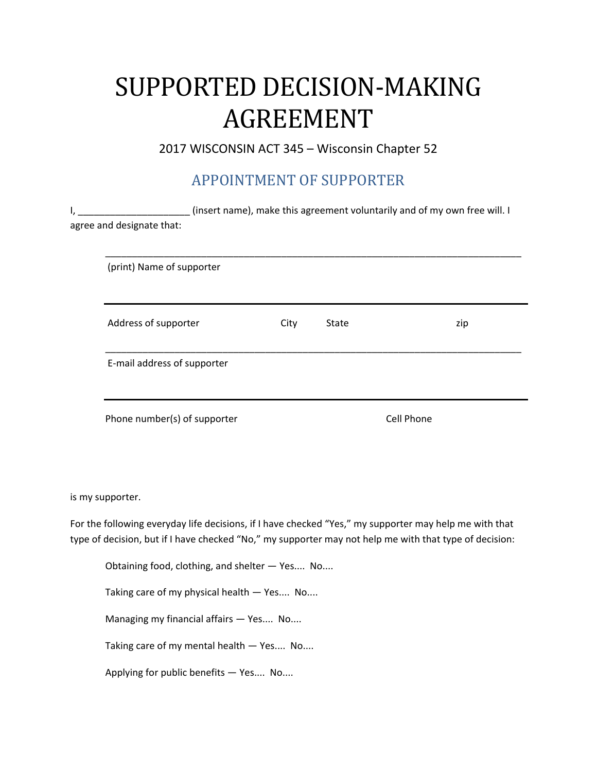# SUPPORTED DECISION-MAKING AGREEMENT

2017 WISCONSIN ACT 345 – Wisconsin Chapter 52

## APPOINTMENT OF SUPPORTER

I, ____________________ (insert name), make this agreement voluntarily and of my own free will. I agree and designate that:

_______________________________________________________________________________

(print) Name of supporter

_______________________________________________________________________________

Address of supporter          City          State          zip

_______________________________________________________________________________

E-mail address of supporter

_______________________________________________________________________________

Phone number(s) of supporter          Cell Phone

is my supporter.

For the following everyday life decisions, if I have checked "Yes," my supporter may help me with that type of decision, but if I have checked "No," my supporter may not help me with that type of decision:

Obtaining food, clothing, and shelter — Yes.... No....

Taking care of my physical health — Yes.... No....

Managing my financial affairs — Yes.... No....

Taking care of my mental health — Yes.... No....

Applying for public benefits — Yes.... No....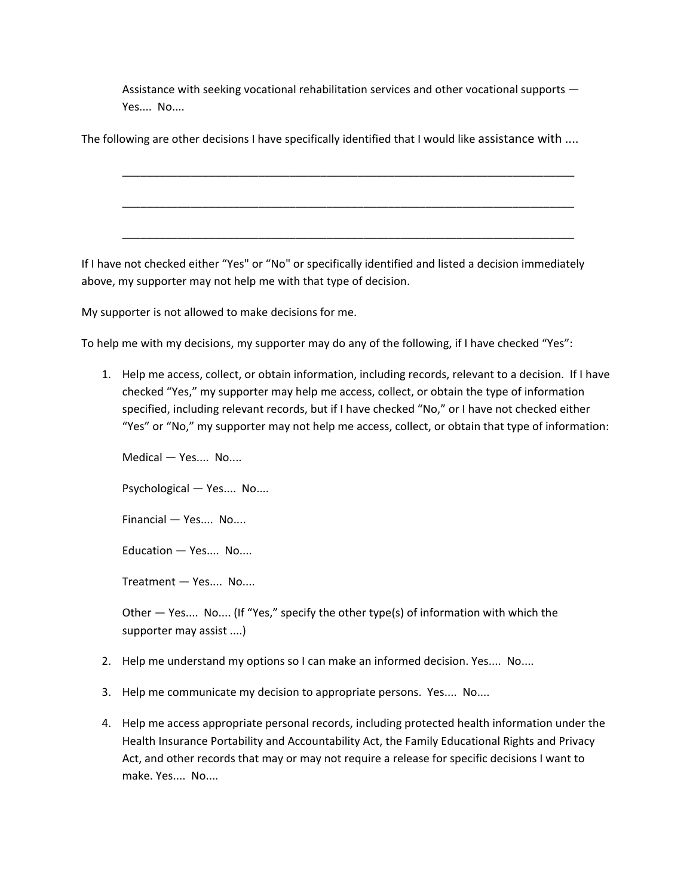Assistance with seeking vocational rehabilitation services and other vocational supports — Yes.... No....

The following are other decisions I have specifically identified that I would like assistance with ....

____________________________________________________________________________

____________________________________________________________________________

____________________________________________________________________________

If I have not checked either "Yes" or "No" or specifically identified and listed a decision immediately above, my supporter may not help me with that type of decision.

My supporter is not allowed to make decisions for me.

To help me with my decisions, my supporter may do any of the following, if I have checked "Yes":

1. Help me access, collect, or obtain information, including records, relevant to a decision. If I have checked "Yes," my supporter may help me access, collect, or obtain the type of information specified, including relevant records, but if I have checked "No," or I have not checked either "Yes" or "No," my supporter may not help me access, collect, or obtain that type of information:

   Medical — Yes.... No....

   Psychological — Yes.... No....

   Financial — Yes.... No....

   Education — Yes.... No....

   Treatment — Yes.... No....

   Other — Yes.... No.... (If "Yes," specify the other type(s) of information with which the supporter may assist ....)

2. Help me understand my options so I can make an informed decision. Yes.... No....

3. Help me communicate my decision to appropriate persons. Yes.... No....

4. Help me access appropriate personal records, including protected health information under the Health Insurance Portability and Accountability Act, the Family Educational Rights and Privacy Act, and other records that may or may not require a release for specific decisions I want to make. Yes.... No....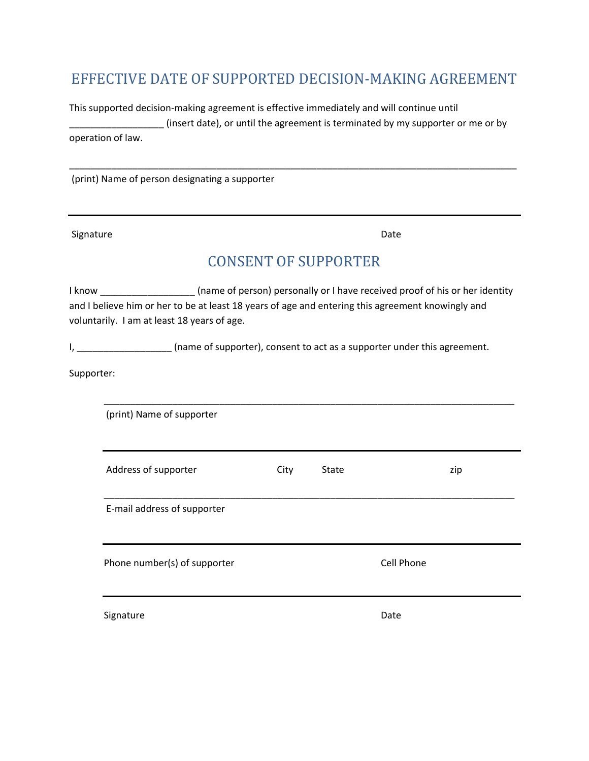## EFFECTIVE DATE OF SUPPORTED DECISION-MAKING AGREEMENT

This supported decision-making agreement is effective immediately and will continue until __________________ (insert date), or until the agreement is terminated by my supporter or me or by operation of law.

_______________________________________________________________________________________

(print) Name of person designating a supporter

_______________________________________________________________________________________

Signature Date

## CONSENT OF SUPPORTER

I know __________________ (name of person) personally or I have received proof of his or her identity and I believe him or her to be at least 18 years of age and entering this agreement knowingly and voluntarily. I am at least 18 years of age.

I, __________________ (name of supporter), consent to act as a supporter under this agreement.

Supporter:

_______________________________________________________________________________

(print) Name of supporter

_______________________________________________________________________________

Address of supporter City State zip

_______________________________________________________________________________

E-mail address of supporter

_______________________________________________________________________________

Phone number(s) of supporter Cell Phone

_______________________________________________________________________________

Signature Date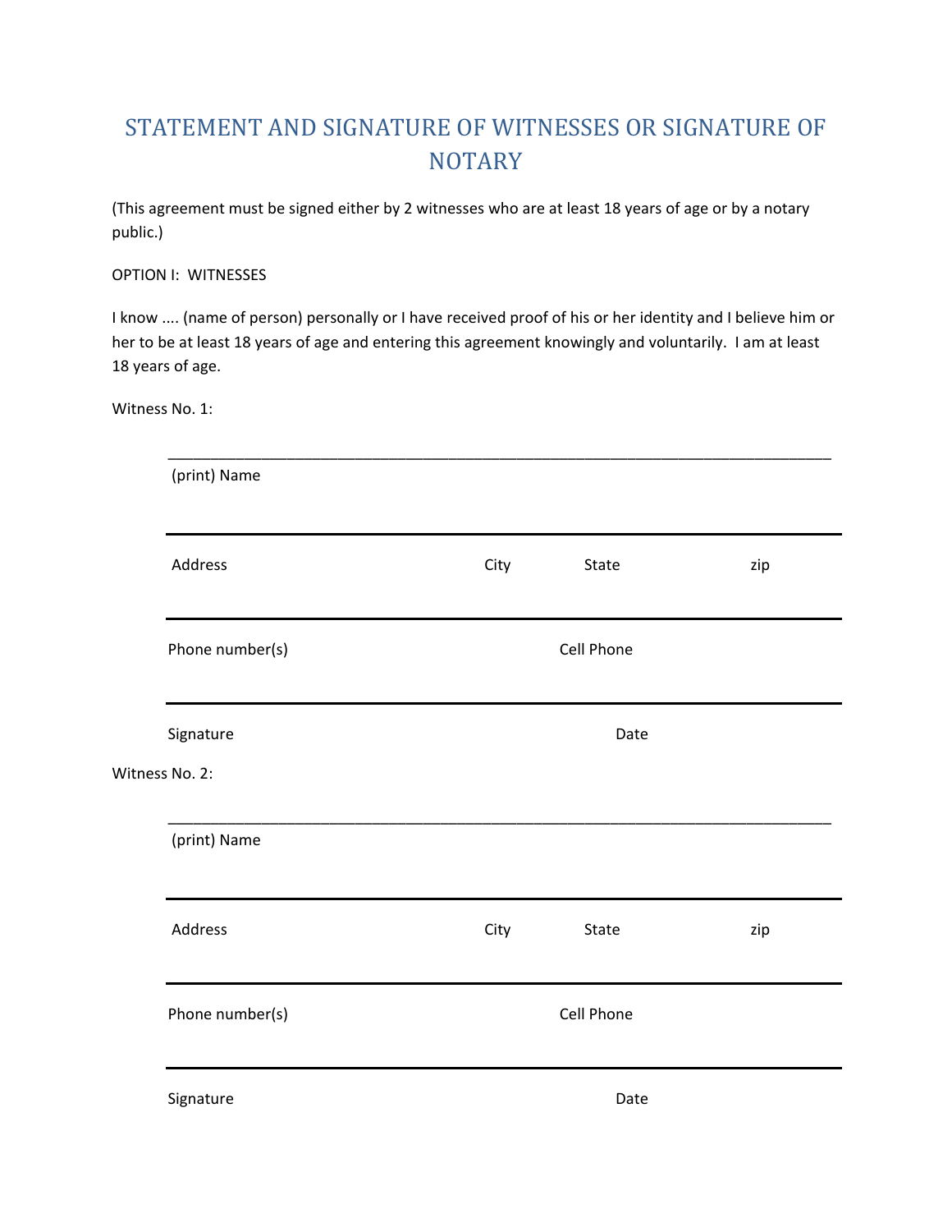# STATEMENT AND SIGNATURE OF WITNESSES OR SIGNATURE OF NOTARY

(This agreement must be signed either by 2 witnesses who are at least 18 years of age or by a notary public.)

OPTION I: WITNESSES

I know .... (name of person) personally or I have received proof of his or her identity and I believe him or her to be at least 18 years of age and entering this agreement knowingly and voluntarily. I am at least 18 years of age.

Witness No. 1:

___________________________________________________________________________

(print) Name

___________________________________________________________________________

Address City State zip

___________________________________________________________________________

Phone number(s) Cell Phone

___________________________________________________________________________

Signature Date

Witness No. 2:

___________________________________________________________________________

(print) Name

___________________________________________________________________________

Address City State zip

___________________________________________________________________________

Phone number(s) Cell Phone

___________________________________________________________________________

Signature Date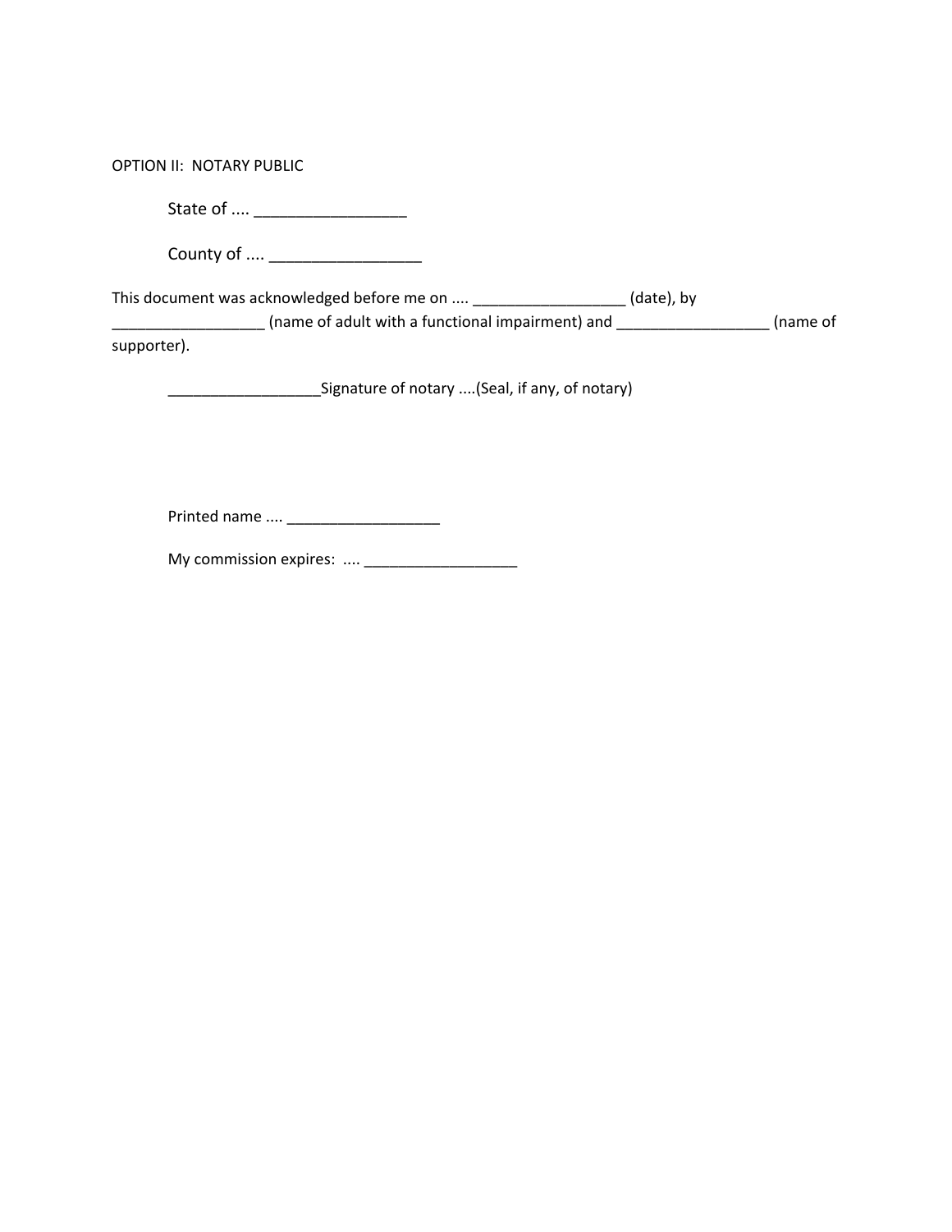OPTION II: NOTARY PUBLIC

State of .... _________________

County of .... _________________

This document was acknowledged before me on .... __________________ (date), by __________________ (name of adult with a functional impairment) and __________________ (name of supporter).

__________________Signature of notary ....(Seal, if any, of notary)

Printed name .... __________________

My commission expires: .... __________________